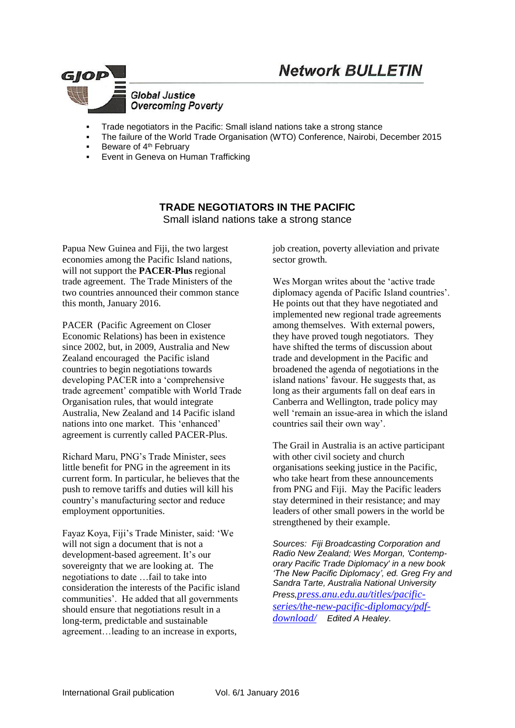# Network BULLETIN

GJOP — Global Justice Overcoming Poverty

- Trade negotiators in the Pacific: Small island nations take a strong stance
- The failure of the World Trade Organisation (WTO) Conference, Nairobi, December 2015
- Beware of 4th February
- Event in Geneva on Human Trafficking

## TRADE NEGOTIATORS IN THE PACIFIC

Small island nations take a strong stance

Papua New Guinea and Fiji, the two largest economies among the Pacific Island nations, will not support the **PACER-Plus** regional trade agreement. The Trade Ministers of the two countries announced their common stance this month, January 2016.

PACER (Pacific Agreement on Closer Economic Relations) has been in existence since 2002, but, in 2009, Australia and New Zealand encouraged the Pacific island countries to begin negotiations towards developing PACER into a 'comprehensive trade agreement' compatible with World Trade Organisation rules, that would integrate Australia, New Zealand and 14 Pacific island nations into one market. This 'enhanced' agreement is currently called PACER-Plus.

Richard Maru, PNG's Trade Minister, sees little benefit for PNG in the agreement in its current form. In particular, he believes that the push to remove tariffs and duties will kill his country's manufacturing sector and reduce employment opportunities.

Fayaz Koya, Fiji's Trade Minister, said: 'We will not sign a document that is not a development-based agreement. It's our sovereignty that we are looking at. The negotiations to date …fail to take into consideration the interests of the Pacific island communities'. He added that all governments should ensure that negotiations result in a long-term, predictable and sustainable agreement…leading to an increase in exports, job creation, poverty alleviation and private sector growth.

Wes Morgan writes about the 'active trade diplomacy agenda of Pacific Island countries'. He points out that they have negotiated and implemented new regional trade agreements among themselves. With external powers, they have proved tough negotiators. They have shifted the terms of discussion about trade and development in the Pacific and broadened the agenda of negotiations in the island nations' favour. He suggests that, as long as their arguments fall on deaf ears in Canberra and Wellington, trade policy may well 'remain an issue-area in which the island countries sail their own way'.

The Grail in Australia is an active participant with other civil society and church organisations seeking justice in the Pacific, who take heart from these announcements from PNG and Fiji. May the Pacific leaders stay determined in their resistance; and may leaders of other small powers in the world be strengthened by their example.

*Sources: Fiji Broadcasting Corporation and Radio New Zealand; Wes Morgan, 'Contemporary Pacific Trade Diplomacy' in a new book 'The New Pacific Diplomacy', ed. Greg Fry and Sandra Tarte, Australia National University Press,* press.anu.edu.au/titles/pacific-series/the-new-pacific-diplomacy/pdf-download/ *Edited A Healey.*

International Grail publication Vol. 6/1 January 2016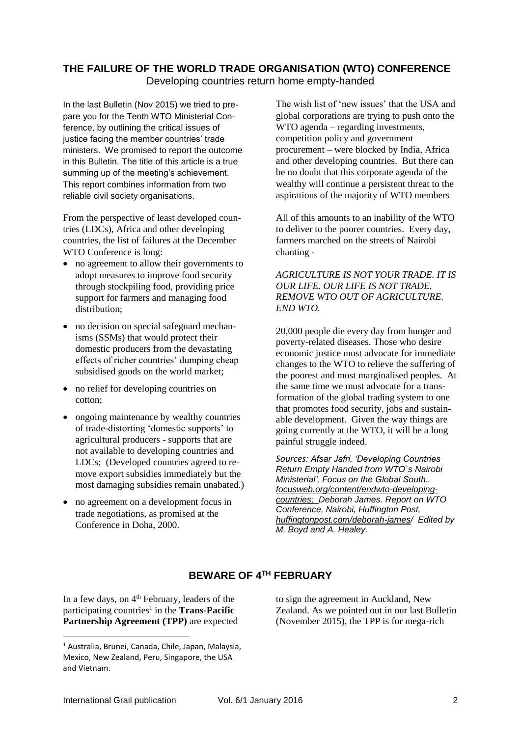## THE FAILURE OF THE WORLD TRADE ORGANISATION (WTO) CONFERENCE

Developing countries return home empty-handed

In the last Bulletin (Nov 2015) we tried to prepare you for the Tenth WTO Ministerial Conference, by outlining the critical issues of justice facing the member countries' trade ministers. We promised to report the outcome in this Bulletin. The title of this article is a true summing up of the meeting's achievement. This report combines information from two reliable civil society organisations.

From the perspective of least developed countries (LDCs), Africa and other developing countries, the list of failures at the December WTO Conference is long:

- no agreement to allow their governments to adopt measures to improve food security through stockpiling food, providing price support for farmers and managing food distribution;
- no decision on special safeguard mechanisms (SSMs) that would protect their domestic producers from the devastating effects of richer countries' dumping cheap subsidised goods on the world market;
- no relief for developing countries on cotton;
- ongoing maintenance by wealthy countries of trade-distorting 'domestic supports' to agricultural producers - supports that are not available to developing countries and LDCs; (Developed countries agreed to remove export subsidies immediately but the most damaging subsidies remain unabated.)
- no agreement on a development focus in trade negotiations, as promised at the Conference in Doha, 2000.

The wish list of 'new issues' that the USA and global corporations are trying to push onto the WTO agenda – regarding investments, competition policy and government procurement – were blocked by India, Africa and other developing countries. But there can be no doubt that this corporate agenda of the wealthy will continue a persistent threat to the aspirations of the majority of WTO members

All of this amounts to an inability of the WTO to deliver to the poorer countries. Every day, farmers marched on the streets of Nairobi chanting -

*AGRICULTURE IS NOT YOUR TRADE. IT IS OUR LIFE. OUR LIFE IS NOT TRADE. REMOVE WTO OUT OF AGRICULTURE. END WTO.*

20,000 people die every day from hunger and poverty-related diseases. Those who desire economic justice must advocate for immediate changes to the WTO to relieve the suffering of the poorest and most marginalised peoples. At the same time we must advocate for a transformation of the global trading system to one that promotes food security, jobs and sustainable development. Given the way things are going currently at the WTO, it will be a long painful struggle indeed.

*Sources: Afsar Jafri, 'Developing Countries Return Empty Handed from WTO`s Nairobi Ministerial', Focus on the Global South.. focusweb.org/content/endwto-developing-countries; Deborah James. Report on WTO Conference, Nairobi, Huffington Post, huffingtonpost.com/deborah-james/ Edited by M. Boyd and A. Healey.*

## BEWARE OF 4TH FEBRUARY

In a few days, on 4th February, leaders of the participating countries[1] in the **Trans-Pacific Partnership Agreement (TPP)** are expected to sign the agreement in Auckland, New Zealand. As we pointed out in our last Bulletin (November 2015), the TPP is for mega-rich

[1] Australia, Brunei, Canada, Chile, Japan, Malaysia, Mexico, New Zealand, Peru, Singapore, the USA and Vietnam.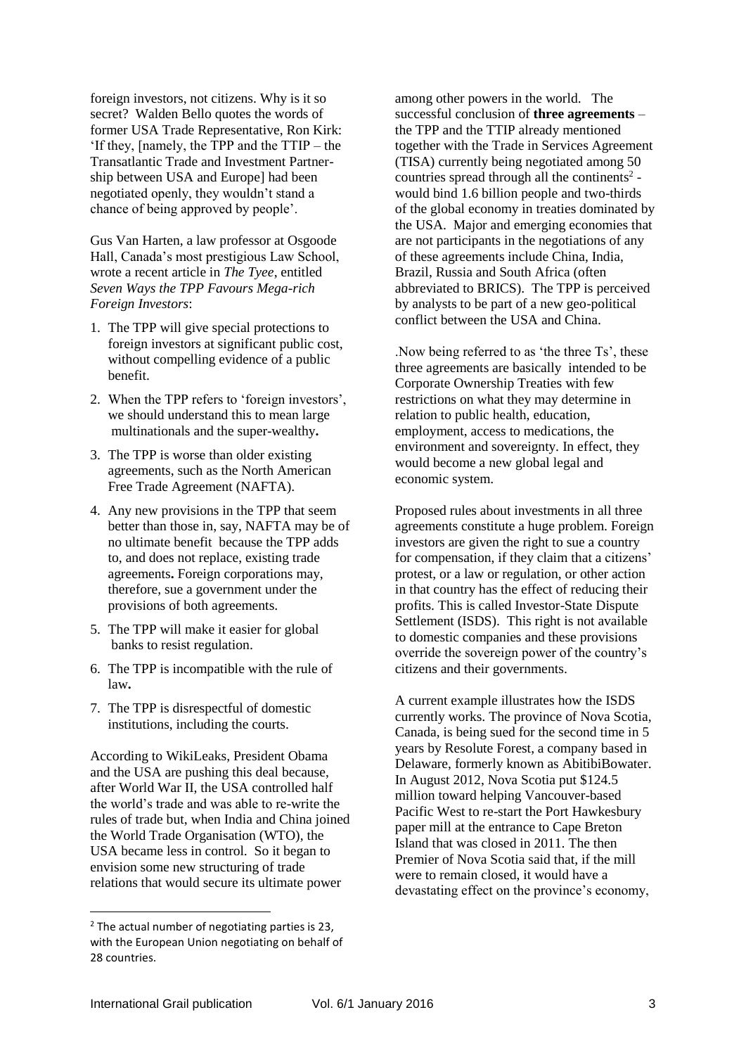foreign investors, not citizens. Why is it so secret? Walden Bello quotes the words of former USA Trade Representative, Ron Kirk: 'If they, [namely, the TPP and the TTIP – the Transatlantic Trade and Investment Partnership between USA and Europe] had been negotiated openly, they wouldn't stand a chance of being approved by people'.

Gus Van Harten, a law professor at Osgoode Hall, Canada's most prestigious Law School, wrote a recent article in *The Tyee*, entitled *Seven Ways the TPP Favours Mega-rich Foreign Investors*:

1. The TPP will give special protections to foreign investors at significant public cost, without compelling evidence of a public benefit.
2. When the TPP refers to 'foreign investors', we should understand this to mean large multinationals and the super-wealthy**.**
3. The TPP is worse than older existing agreements, such as the North American Free Trade Agreement (NAFTA).
4. Any new provisions in the TPP that seem better than those in, say, NAFTA may be of no ultimate benefit because the TPP adds to, and does not replace, existing trade agreements**.** Foreign corporations may, therefore, sue a government under the provisions of both agreements.
5. The TPP will make it easier for global banks to resist regulation.
6. The TPP is incompatible with the rule of law**.**
7. The TPP is disrespectful of domestic institutions, including the courts.

According to WikiLeaks, President Obama and the USA are pushing this deal because, after World War II, the USA controlled half the world's trade and was able to re-write the rules of trade but, when India and China joined the World Trade Organisation (WTO), the USA became less in control. So it began to envision some new structuring of trade relations that would secure its ultimate power among other powers in the world. The successful conclusion of **three agreements** – the TPP and the TTIP already mentioned together with the Trade in Services Agreement (TISA) currently being negotiated among 50 countries spread through all the continents[2] - would bind 1.6 billion people and two-thirds of the global economy in treaties dominated by the USA. Major and emerging economies that are not participants in the negotiations of any of these agreements include China, India, Brazil, Russia and South Africa (often abbreviated to BRICS). The TPP is perceived by analysts to be part of a new geo-political conflict between the USA and China.

.Now being referred to as 'the three Ts', these three agreements are basically intended to be Corporate Ownership Treaties with few restrictions on what they may determine in relation to public health, education, employment, access to medications, the environment and sovereignty. In effect, they would become a new global legal and economic system.

Proposed rules about investments in all three agreements constitute a huge problem. Foreign investors are given the right to sue a country for compensation, if they claim that a citizens' protest, or a law or regulation, or other action in that country has the effect of reducing their profits. This is called Investor-State Dispute Settlement (ISDS). This right is not available to domestic companies and these provisions override the sovereign power of the country's citizens and their governments.

A current example illustrates how the ISDS currently works. The province of Nova Scotia, Canada, is being sued for the second time in 5 years by Resolute Forest, a company based in Delaware, formerly known as AbitibiBowater. In August 2012, Nova Scotia put $124.5 million toward helping Vancouver-based Pacific West to re-start the Port Hawkesbury paper mill at the entrance to Cape Breton Island that was closed in 2011. The then Premier of Nova Scotia said that, if the mill were to remain closed, it would have a devastating effect on the province's economy,

[2] The actual number of negotiating parties is 23, with the European Union negotiating on behalf of 28 countries.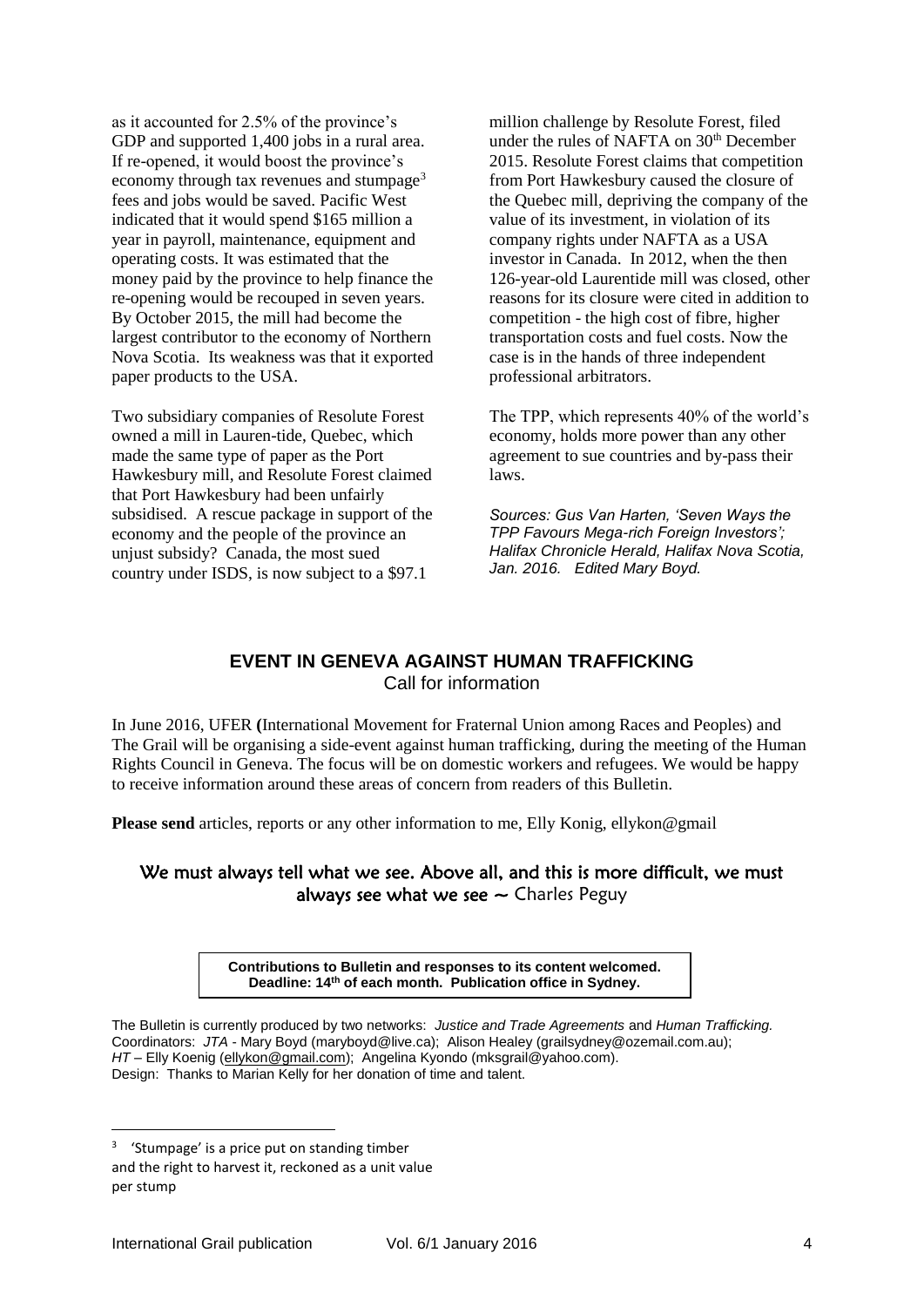as it accounted for 2.5% of the province's GDP and supported 1,400 jobs in a rural area. If re-opened, it would boost the province's economy through tax revenues and stumpage[3] fees and jobs would be saved. Pacific West indicated that it would spend $165 million a year in payroll, maintenance, equipment and operating costs. It was estimated that the money paid by the province to help finance the re-opening would be recouped in seven years. By October 2015, the mill had become the largest contributor to the economy of Northern Nova Scotia. Its weakness was that it exported paper products to the USA.

Two subsidiary companies of Resolute Forest owned a mill in Lauren-tide, Quebec, which made the same type of paper as the Port Hawkesbury mill, and Resolute Forest claimed that Port Hawkesbury had been unfairly subsidised. A rescue package in support of the economy and the people of the province an unjust subsidy? Canada, the most sued country under ISDS, is now subject to a $97.1 million challenge by Resolute Forest, filed under the rules of NAFTA on 30th December 2015. Resolute Forest claims that competition from Port Hawkesbury caused the closure of the Quebec mill, depriving the company of the value of its investment, in violation of its company rights under NAFTA as a USA investor in Canada. In 2012, when the then 126-year-old Laurentide mill was closed, other reasons for its closure were cited in addition to competition - the high cost of fibre, higher transportation costs and fuel costs. Now the case is in the hands of three independent professional arbitrators.

The TPP, which represents 40% of the world's economy, holds more power than any other agreement to sue countries and by-pass their laws.

*Sources: Gus Van Harten, 'Seven Ways the TPP Favours Mega-rich Foreign Investors'; Halifax Chronicle Herald, Halifax Nova Scotia, Jan. 2016. Edited Mary Boyd.*

## EVENT IN GENEVA AGAINST HUMAN TRAFFICKING

Call for information

In June 2016, UFER **(**International Movement for Fraternal Union among Races and Peoples) and The Grail will be organising a side-event against human trafficking, during the meeting of the Human Rights Council in Geneva. The focus will be on domestic workers and refugees. We would be happy to receive information around these areas of concern from readers of this Bulletin.

**Please send** articles, reports or any other information to me, Elly Konig, ellykon@gmail

We must always tell what we see. Above all, and this is more difficult, we must always see what we see ~ Charles Peguy

**Contributions to Bulletin and responses to its content welcomed.**
**Deadline: 14th of each month. Publication office in Sydney.**

The Bulletin is currently produced by two networks: *Justice and Trade Agreements* and *Human Trafficking.*
Coordinators: *JTA* - Mary Boyd (maryboyd@live.ca); Alison Healey (grailsydney@ozemail.com.au);
*HT* – Elly Koenig (ellykon@gmail.com); Angelina Kyondo (mksgrail@yahoo.com).
Design: Thanks to Marian Kelly for her donation of time and talent.

---

[3] 'Stumpage' is a price put on standing timber and the right to harvest it, reckoned as a unit value per stump